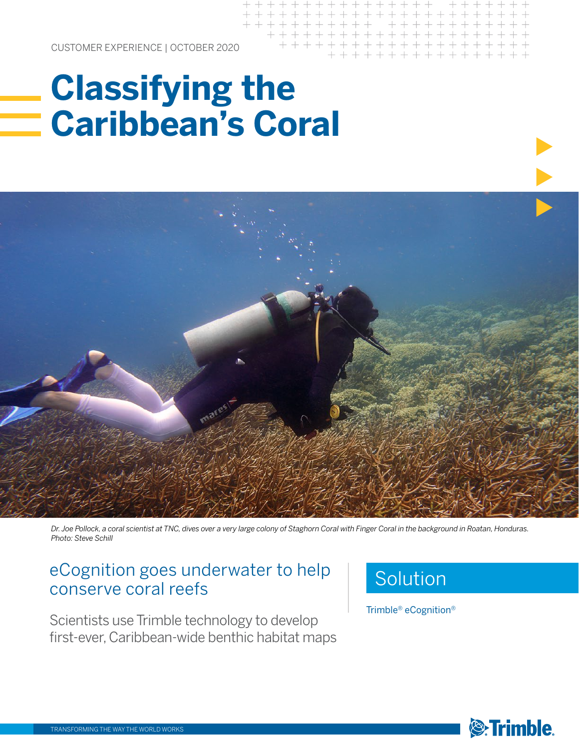CUSTOMER EXPERIENCE | OCTOBER 2020

# Classifying the Caribbean's Coral

*Dr. Joe Pollock, a coral scientist at TNC, dives over a very large colony of Staghorn Coral with Finger Coral in the background in Roatan, Honduras. Photo: Steve Schill*

## eCognition goes underwater to help conserve coral reefs

Scientists use Trimble technology to develop first-ever, Caribbean-wide benthic habitat maps

## Solution

Trimble® eCognition®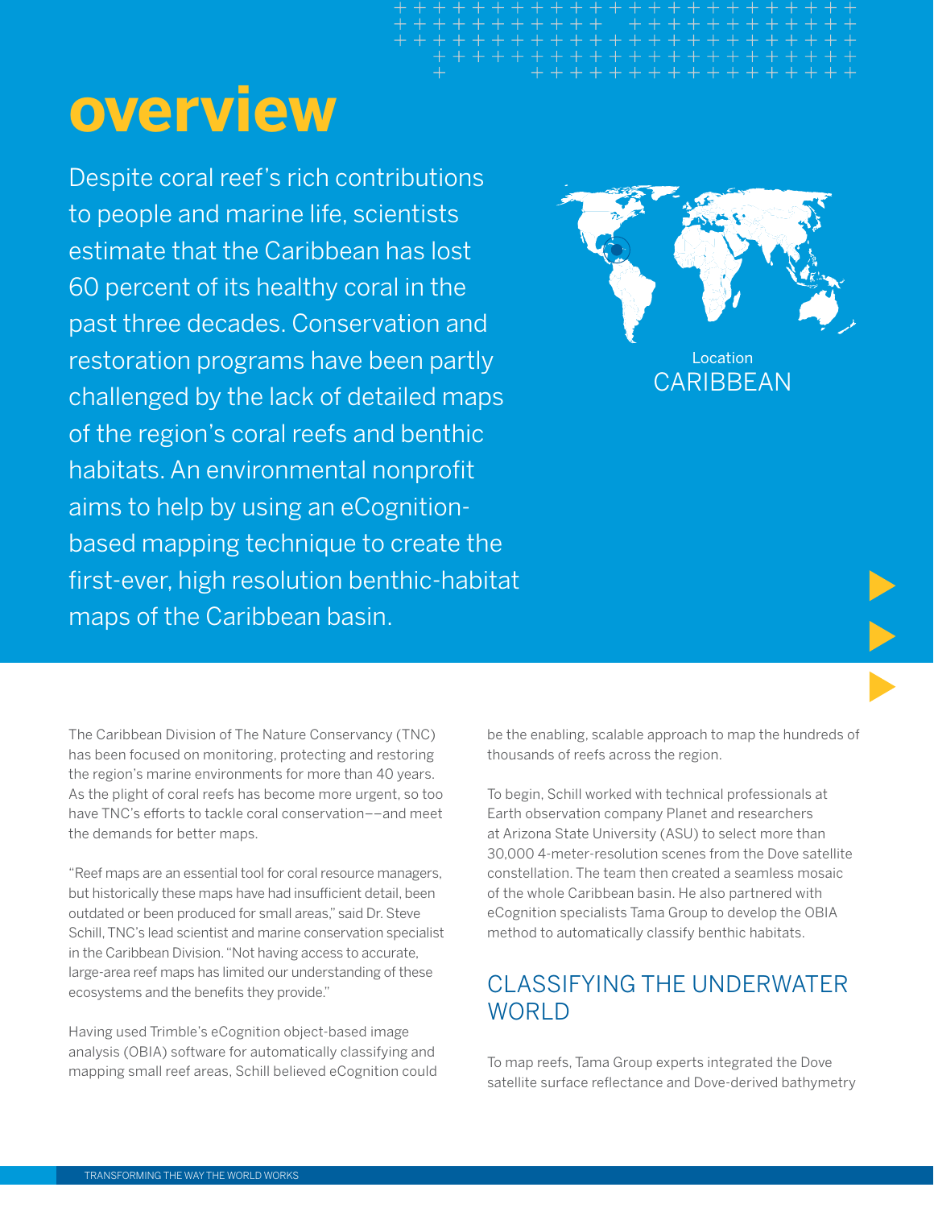# overview

Despite coral reef's rich contributions to people and marine life, scientists estimate that the Caribbean has lost 60 percent of its healthy coral in the past three decades. Conservation and restoration programs have been partly challenged by the lack of detailed maps of the region's coral reefs and benthic habitats. An environmental nonprofit aims to help by using an eCognition-based mapping technique to create the first-ever, high resolution benthic-habitat maps of the Caribbean basin.

Location
CARIBBEAN

The Caribbean Division of The Nature Conservancy (TNC) has been focused on monitoring, protecting and restoring the region's marine environments for more than 40 years. As the plight of coral reefs has become more urgent, so too have TNC's efforts to tackle coral conservation––and meet the demands for better maps.

"Reef maps are an essential tool for coral resource managers, but historically these maps have had insufficient detail, been outdated or been produced for small areas," said Dr. Steve Schill, TNC's lead scientist and marine conservation specialist in the Caribbean Division. "Not having access to accurate, large-area reef maps has limited our understanding of these ecosystems and the benefits they provide."

Having used Trimble's eCognition object-based image analysis (OBIA) software for automatically classifying and mapping small reef areas, Schill believed eCognition could be the enabling, scalable approach to map the hundreds of thousands of reefs across the region.

To begin, Schill worked with technical professionals at Earth observation company Planet and researchers at Arizona State University (ASU) to select more than 30,000 4-meter-resolution scenes from the Dove satellite constellation. The team then created a seamless mosaic of the whole Caribbean basin. He also partnered with eCognition specialists Tama Group to develop the OBIA method to automatically classify benthic habitats.

## CLASSIFYING THE UNDERWATER WORLD

To map reefs, Tama Group experts integrated the Dove satellite surface reflectance and Dove-derived bathymetry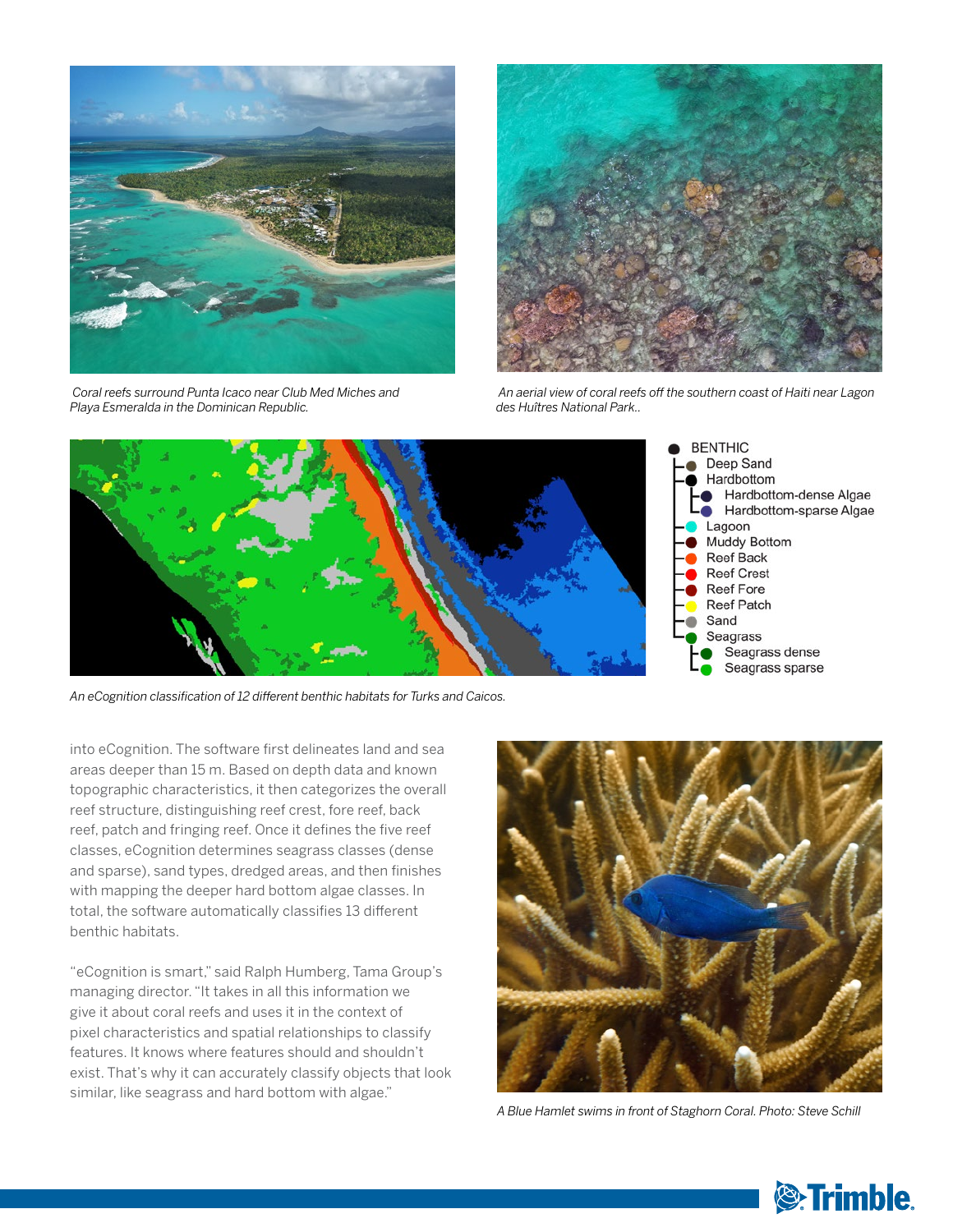Coral reefs surround Punta Icaco near Club Med Miches and Playa Esmeralda in the Dominican Republic.

An aerial view of coral reefs off the southern coast of Haiti near Lagon des Huîtres National Park..

- BENTHIC
  - Deep Sand
  - Hardbottom
    - Hardbottom-dense Algae
    - Hardbottom-sparse Algae
  - Lagoon
  - Muddy Bottom
  - Reef Back
  - Reef Crest
  - Reef Fore
  - Reef Patch
  - Sand
  - Seagrass
    - Seagrass dense
    - Seagrass sparse

An eCognition classification of 12 different benthic habitats for Turks and Caicos.

into eCognition. The software first delineates land and sea areas deeper than 15 m. Based on depth data and known topographic characteristics, it then categorizes the overall reef structure, distinguishing reef crest, fore reef, back reef, patch and fringing reef. Once it defines the five reef classes, eCognition determines seagrass classes (dense and sparse), sand types, dredged areas, and then finishes with mapping the deeper hard bottom algae classes. In total, the software automatically classifies 13 different benthic habitats.

"eCognition is smart," said Ralph Humberg, Tama Group's managing director. "It takes in all this information we give it about coral reefs and uses it in the context of pixel characteristics and spatial relationships to classify features. It knows where features should and shouldn't exist. That's why it can accurately classify objects that look similar, like seagrass and hard bottom with algae."

A Blue Hamlet swims in front of Staghorn Coral. Photo: Steve Schill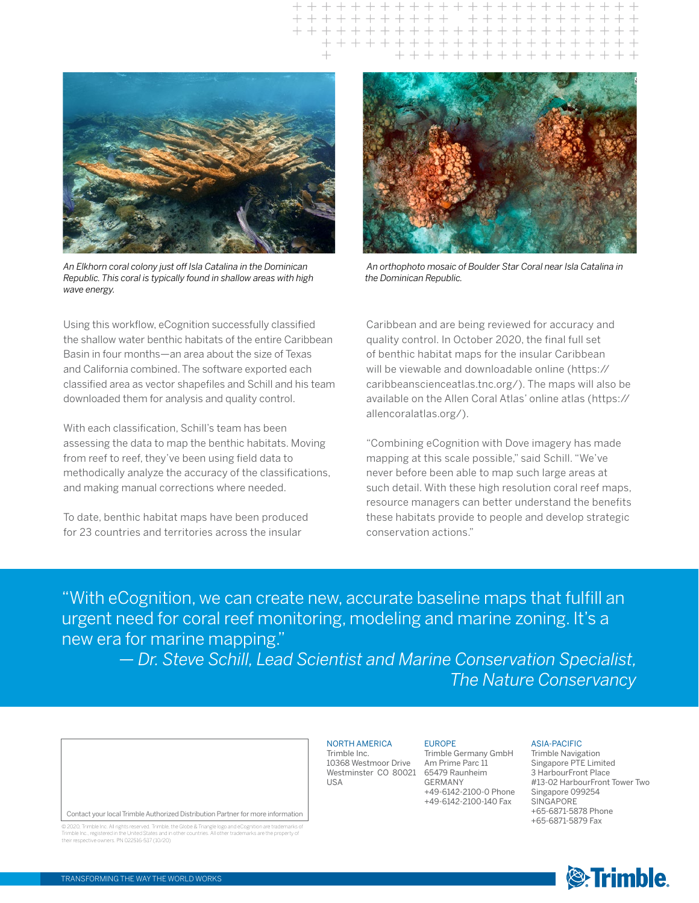An Elkhorn coral colony just off Isla Catalina in the Dominican Republic. This coral is typically found in shallow areas with high wave energy.

An orthophoto mosaic of Boulder Star Coral near Isla Catalina in the Dominican Republic.

Using this workflow, eCognition successfully classified the shallow water benthic habitats of the entire Caribbean Basin in four months—an area about the size of Texas and California combined. The software exported each classified area as vector shapefiles and Schill and his team downloaded them for analysis and quality control.

With each classification, Schill's team has been assessing the data to map the benthic habitats. Moving from reef to reef, they've been using field data to methodically analyze the accuracy of the classifications, and making manual corrections where needed.

To date, benthic habitat maps have been produced for 23 countries and territories across the insular Caribbean and are being reviewed for accuracy and quality control. In October 2020, the final full set of benthic habitat maps for the insular Caribbean will be viewable and downloadable online (https://caribbeanscienceatlas.tnc.org/). The maps will also be available on the Allen Coral Atlas' online atlas (https://allencoralatlas.org/).

"Combining eCognition with Dove imagery has made mapping at this scale possible," said Schill. "We've never before been able to map such large areas at such detail. With these high resolution coral reef maps, resource managers can better understand the benefits these habitats provide to people and develop strategic conservation actions."

> "With eCognition, we can create new, accurate baseline maps that fulfill an urgent need for coral reef monitoring, modeling and marine zoning. It's a new era for marine mapping."
>
> — *Dr. Steve Schill, Lead Scientist and Marine Conservation Specialist, The Nature Conservancy*

Contact your local Trimble Authorized Distribution Partner for more information

© 2020, Trimble Inc. All rights reserved. Trimble, the Globe & Triangle logo and eCognition are trademarks of Trimble Inc., registered in the United States and in other countries. All other trademarks are the property of their respective owners. PN 022516-537 (10/20)

**NORTH AMERICA**
Trimble Inc.
10368 Westmoor Drive
Westminster CO 80021
USA

**EUROPE**
Trimble Germany GmbH
Am Prime Parc 11
65479 Raunheim
GERMANY
+49-6142-2100-0 Phone
+49-6142-2100-140 Fax

**ASIA-PACIFIC**
Trimble Navigation
Singapore PTE Limited
3 HarbourFront Place
#13-02 HarbourFront Tower Two
Singapore 099254
SINGAPORE
+65-6871-5878 Phone
+65-6871-5879 Fax

TRANSFORMING THE WAY THE WORLD WORKS

Trimble.